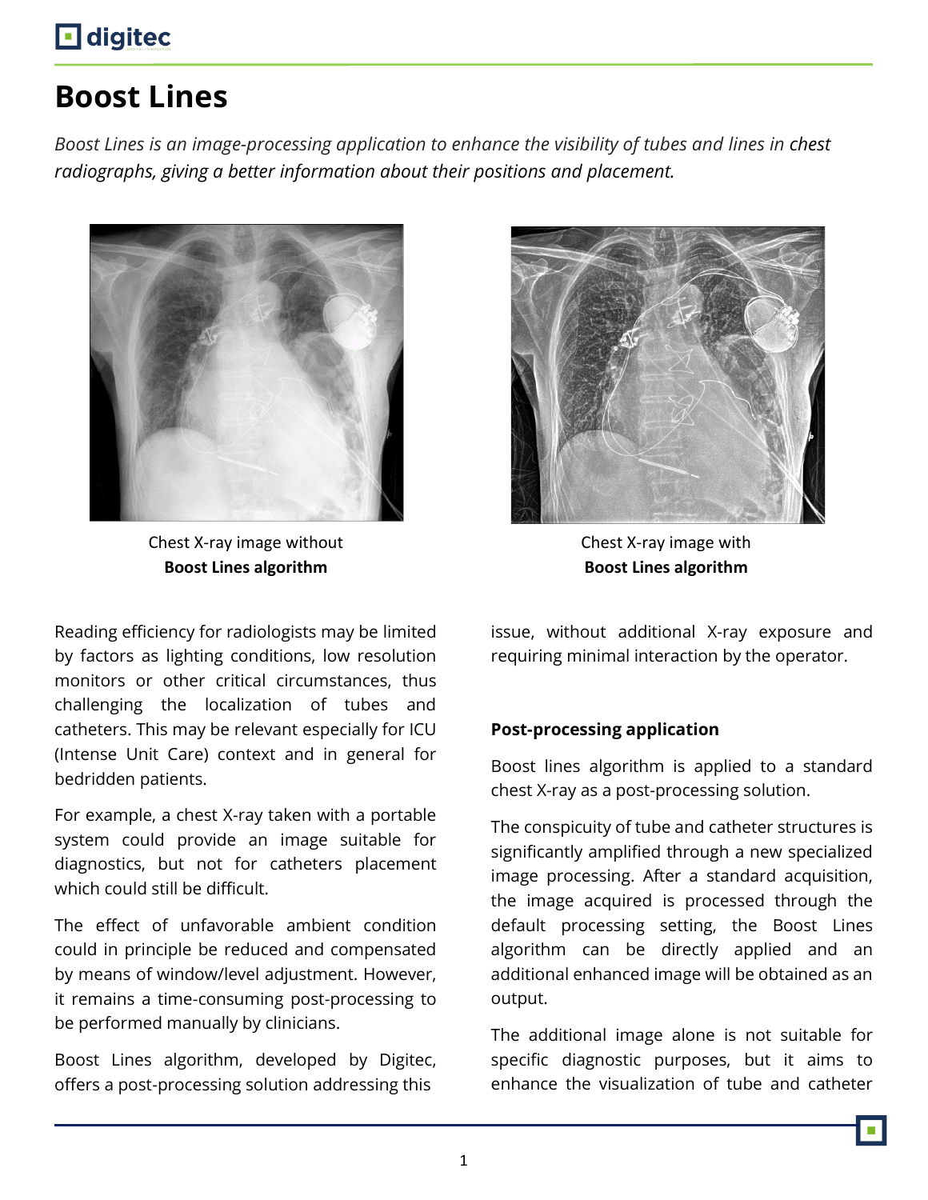# Boost Lines

*Boost Lines is an image-processing application to enhance the visibility of tubes and lines in chest radiographs, giving a better information about their positions and placement.*

Chest X-ray image without
**Boost Lines algorithm**

Chest X-ray image with
**Boost Lines algorithm**

Reading efficiency for radiologists may be limited by factors as lighting conditions, low resolution monitors or other critical circumstances, thus challenging the localization of tubes and catheters. This may be relevant especially for ICU (Intense Unit Care) context and in general for bedridden patients.

For example, a chest X-ray taken with a portable system could provide an image suitable for diagnostics, but not for catheters placement which could still be difficult.

The effect of unfavorable ambient condition could in principle be reduced and compensated by means of window/level adjustment. However, it remains a time-consuming post-processing to be performed manually by clinicians.

Boost Lines algorithm, developed by Digitec, offers a post-processing solution addressing this issue, without additional X-ray exposure and requiring minimal interaction by the operator.

**Post-processing application**

Boost lines algorithm is applied to a standard chest X-ray as a post-processing solution.

The conspicuity of tube and catheter structures is significantly amplified through a new specialized image processing. After a standard acquisition, the image acquired is processed through the default processing setting, the Boost Lines algorithm can be directly applied and an additional enhanced image will be obtained as an output.

The additional image alone is not suitable for specific diagnostic purposes, but it aims to enhance the visualization of tube and catheter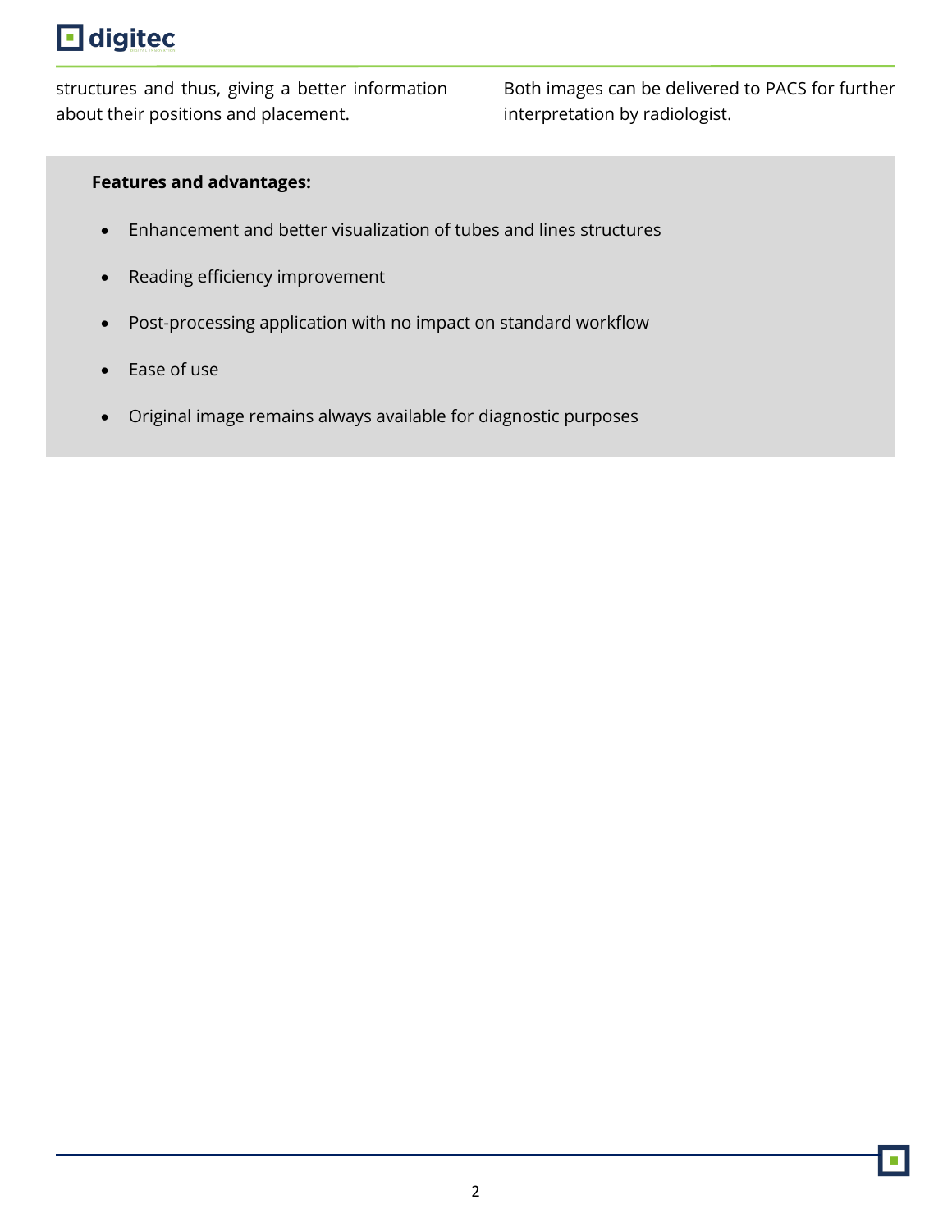structures and thus, giving a better information about their positions and placement.

Both images can be delivered to PACS for further interpretation by radiologist.

**Features and advantages:**

- Enhancement and better visualization of tubes and lines structures
- Reading efficiency improvement
- Post-processing application with no impact on standard workflow
- Ease of use
- Original image remains always available for diagnostic purposes